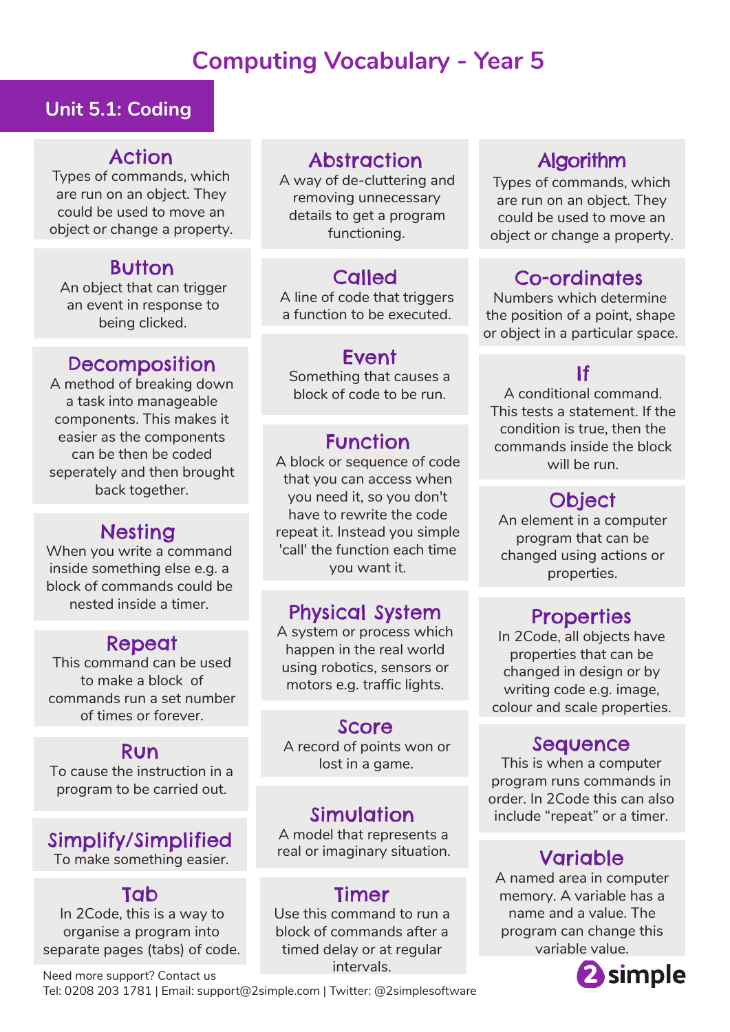# Computing Vocabulary - Year 5

## Unit 5.1: Coding

### Action
Types of commands, which are run on an object. They could be used to move an object or change a property.

### Button
An object that can trigger an event in response to being clicked.

### Decomposition
A method of breaking down a task into manageable components. This makes it easier as the components can be then be coded seperately and then brought back together.

### Nesting
When you write a command inside something else e.g. a block of commands could be nested inside a timer.

### Repeat
This command can be used to make a block of commands run a set number of times or forever.

### Run
To cause the instruction in a program to be carried out.

### Simplify/Simplified
To make something easier.

### Tab
In 2Code, this is a way to organise a program into separate pages (tabs) of code.

### Abstraction
A way of de-cluttering and removing unnecessary details to get a program functioning.

### Called
A line of code that triggers a function to be executed.

### Event
Something that causes a block of code to be run.

### Function
A block or sequence of code that you can access when you need it, so you don't have to rewrite the code repeat it. Instead you simple 'call' the function each time you want it.

### Physical System
A system or process which happen in the real world using robotics, sensors or motors e.g. traffic lights.

### Score
A record of points won or lost in a game.

### Simulation
A model that represents a real or imaginary situation.

### Timer
Use this command to run a block of commands after a timed delay or at regular intervals.

### Algorithm
Types of commands, which are run on an object. They could be used to move an object or change a property.

### Co-ordinates
Numbers which determine the position of a point, shape or object in a particular space.

### If
A conditional command. This tests a statement. If the condition is true, then the commands inside the block will be run.

### Object
An element in a computer program that can be changed using actions or properties.

### Properties
In 2Code, all objects have properties that can be changed in design or by writing code e.g. image, colour and scale properties.

### Sequence
This is when a computer program runs commands in order. In 2Code this can also include "repeat" or a timer.

### Variable
A named area in computer memory. A variable has a name and a value. The program can change this variable value.

Need more support? Contact us
Tel: 0208 203 1781 | Email: support@2simple.com | Twitter: @2simplesoftware

2simple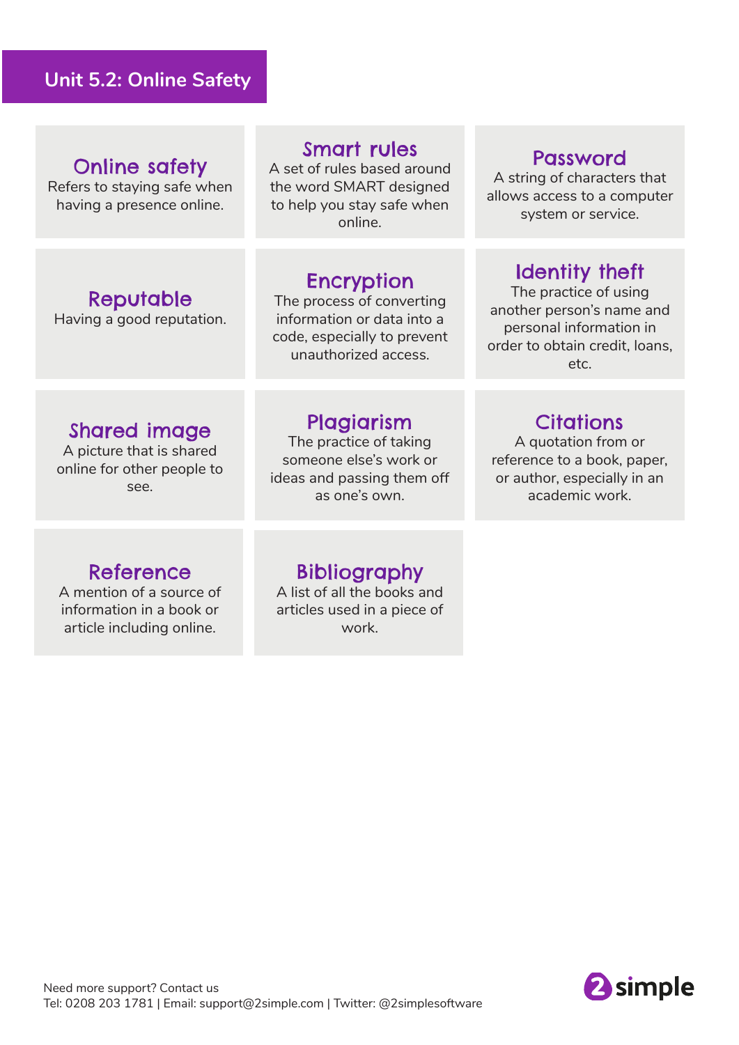# Unit 5.2: Online Safety

### Online safety
Refers to staying safe when having a presence online.

### Smart rules
A set of rules based around the word SMART designed to help you stay safe when online.

### Password
A string of characters that allows access to a computer system or service.

### Reputable
Having a good reputation.

### Encryption
The process of converting information or data into a code, especially to prevent unauthorized access.

### Identity theft
The practice of using another person's name and personal information in order to obtain credit, loans, etc.

### Shared image
A picture that is shared online for other people to see.

### Plagiarism
The practice of taking someone else's work or ideas and passing them off as one's own.

### Citations
A quotation from or reference to a book, paper, or author, especially in an academic work.

### Reference
A mention of a source of information in a book or article including online.

### Bibliography
A list of all the books and articles used in a piece of work.

Need more support? Contact us
Tel: 0208 203 1781 | Email: support@2simple.com | Twitter: @2simplesoftware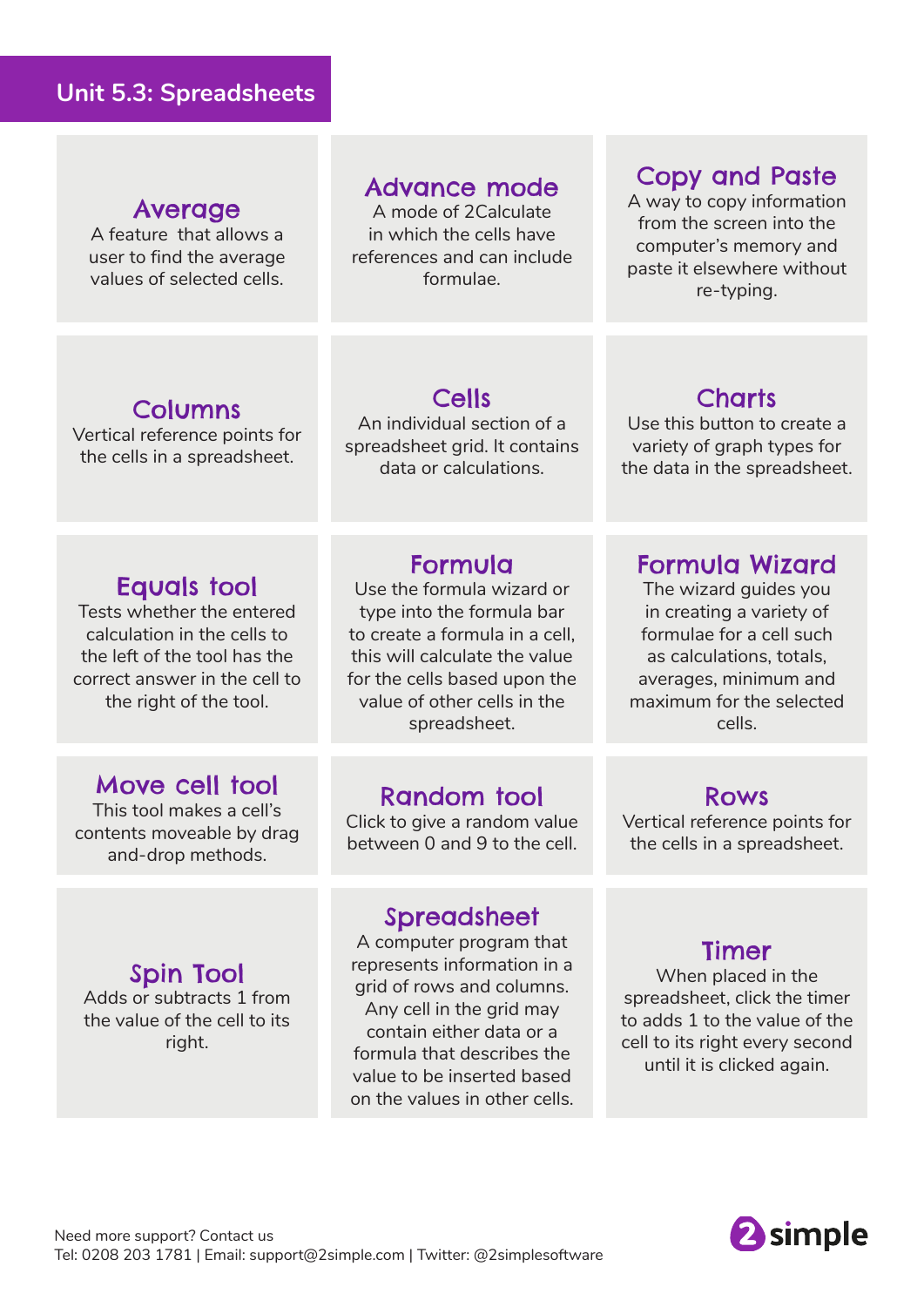## Unit 5.3: Spreadsheets

### Average
A feature that allows a user to find the average values of selected cells.

### Advance mode
A mode of 2Calculate in which the cells have references and can include formulae.

### Copy and Paste
A way to copy information from the screen into the computer's memory and paste it elsewhere without re-typing.

### Columns
Vertical reference points for the cells in a spreadsheet.

### Cells
An individual section of a spreadsheet grid. It contains data or calculations.

### Charts
Use this button to create a variety of graph types for the data in the spreadsheet.

### Equals tool
Tests whether the entered calculation in the cells to the left of the tool has the correct answer in the cell to the right of the tool.

### Formula
Use the formula wizard or type into the formula bar to create a formula in a cell, this will calculate the value for the cells based upon the value of other cells in the spreadsheet.

### Formula Wizard
The wizard guides you in creating a variety of formulae for a cell such as calculations, totals, averages, minimum and maximum for the selected cells.

### Move cell tool
This tool makes a cell's contents moveable by drag and-drop methods.

### Random tool
Click to give a random value between 0 and 9 to the cell.

### Rows
Vertical reference points for the cells in a spreadsheet.

### Spin Tool
Adds or subtracts 1 from the value of the cell to its right.

### Spreadsheet
A computer program that represents information in a grid of rows and columns. Any cell in the grid may contain either data or a formula that describes the value to be inserted based on the values in other cells.

### Timer
When placed in the spreadsheet, click the timer to adds 1 to the value of the cell to its right every second until it is clicked again.

Need more support? Contact us
Tel: 0208 203 1781 | Email: support@2simple.com | Twitter: @2simplesoftware

2simple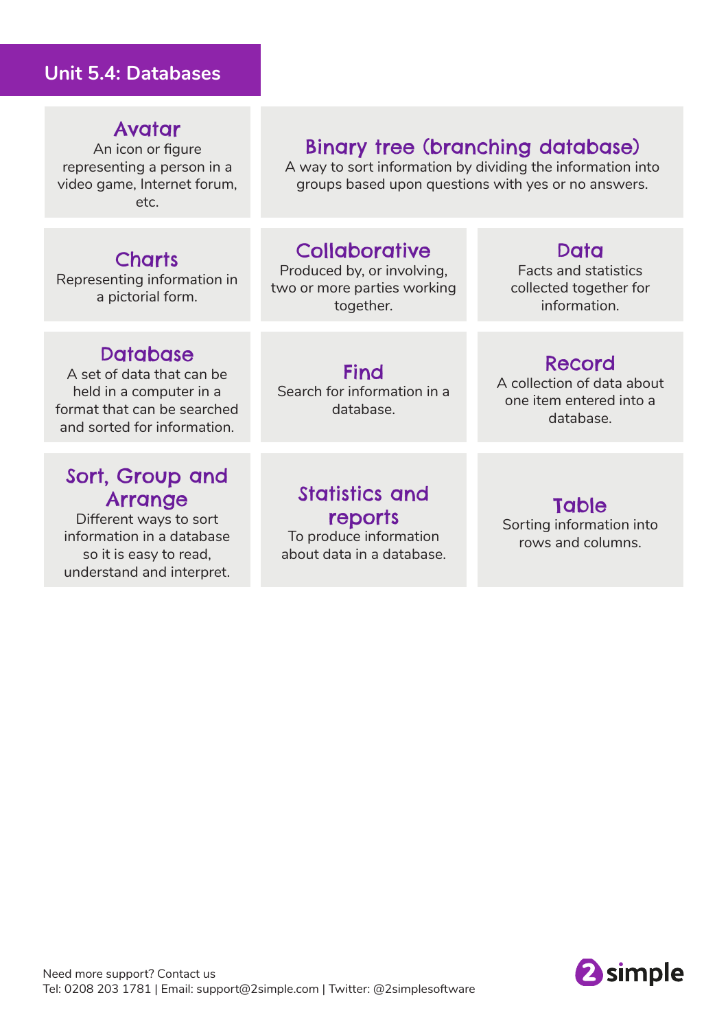# Unit 5.4: Databases

### Avatar
An icon or figure representing a person in a video game, Internet forum, etc.

### Binary tree (branching database)
A way to sort information by dividing the information into groups based upon questions with yes or no answers.

### Charts
Representing information in a pictorial form.

### Collaborative
Produced by, or involving, two or more parties working together.

### Data
Facts and statistics collected together for information.

### Database
A set of data that can be held in a computer in a format that can be searched and sorted for information.

### Find
Search for information in a database.

### Record
A collection of data about one item entered into a database.

### Sort, Group and Arrange
Different ways to sort information in a database so it is easy to read, understand and interpret.

### Statistics and reports
To produce information about data in a database.

### Table
Sorting information into rows and columns.

Need more support? Contact us
Tel: 0208 203 1781 | Email: support@2simple.com | Twitter: @2simplesoftware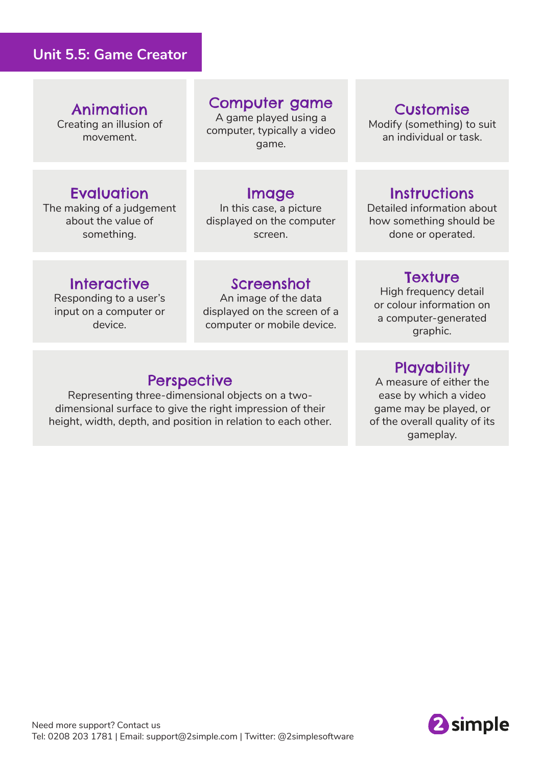# Unit 5.5: Game Creator

### Animation
Creating an illusion of movement.

### Computer game
A game played using a computer, typically a video game.

### Customise
Modify (something) to suit an individual or task.

### Evaluation
The making of a judgement about the value of something.

### Image
In this case, a picture displayed on the computer screen.

### Instructions
Detailed information about how something should be done or operated.

### Interactive
Responding to a user's input on a computer or device.

### Screenshot
An image of the data displayed on the screen of a computer or mobile device.

### Texture
High frequency detail or colour information on a computer-generated graphic.

### Perspective
Representing three-dimensional objects on a two-dimensional surface to give the right impression of their height, width, depth, and position in relation to each other.

### Playability
A measure of either the ease by which a video game may be played, or of the overall quality of its gameplay.

Need more support? Contact us
Tel: 0208 203 1781 | Email: support@2simple.com | Twitter: @2simplesoftware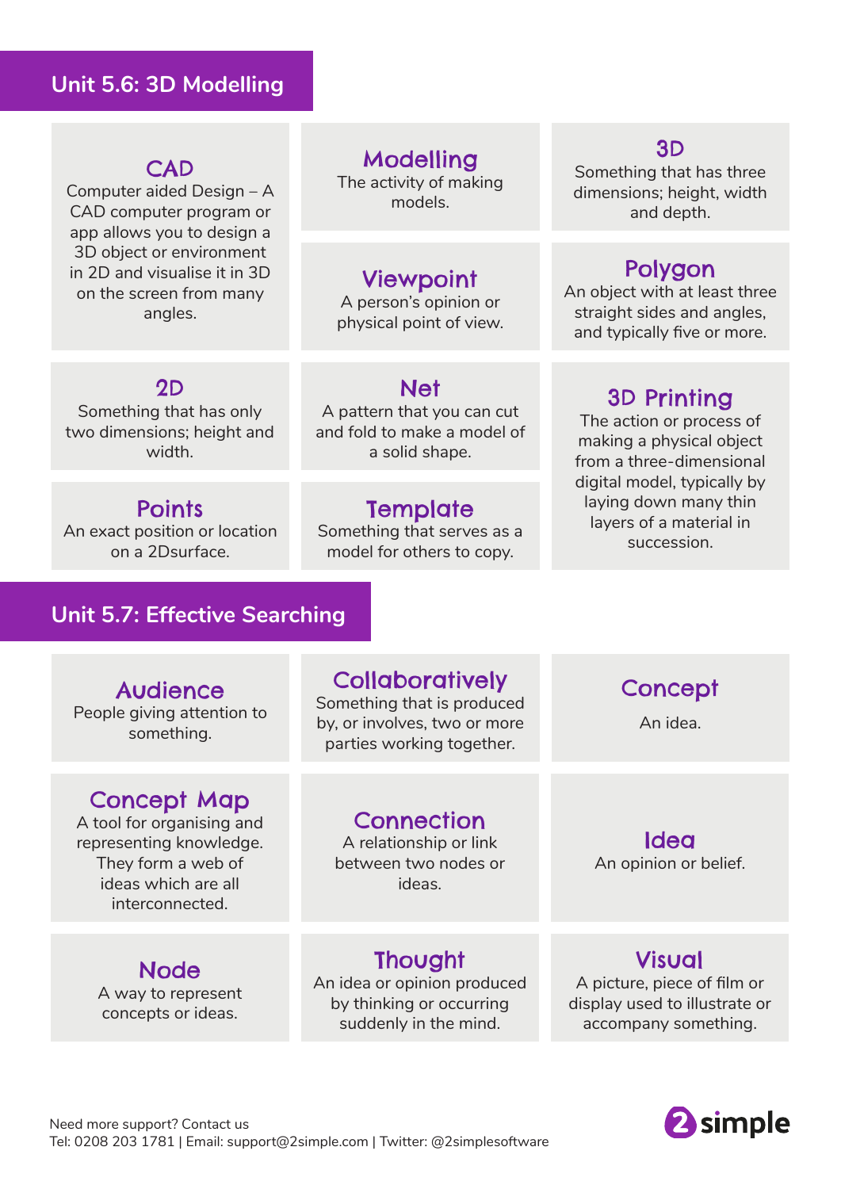## Unit 5.6: 3D Modelling

### CAD
Computer aided Design – A CAD computer program or app allows you to design a 3D object or environment in 2D and visualise it in 3D on the screen from many angles.

### Modelling
The activity of making models.

### 3D
Something that has three dimensions; height, width and depth.

### Viewpoint
A person's opinion or physical point of view.

### Polygon
An object with at least three straight sides and angles, and typically five or more.

### 2D
Something that has only two dimensions; height and width.

### Net
A pattern that you can cut and fold to make a model of a solid shape.

### 3D Printing
The action or process of making a physical object from a three-dimensional digital model, typically by laying down many thin layers of a material in succession.

### Points
An exact position or location on a 2Dsurface.

### Template
Something that serves as a model for others to copy.

## Unit 5.7: Effective Searching

### Audience
People giving attention to something.

### Collaboratively
Something that is produced by, or involves, two or more parties working together.

### Concept
An idea.

### Concept Map
A tool for organising and representing knowledge. They form a web of ideas which are all interconnected.

### Connection
A relationship or link between two nodes or ideas.

### Idea
An opinion or belief.

### Node
A way to represent concepts or ideas.

### Thought
An idea or opinion produced by thinking or occurring suddenly in the mind.

### Visual
A picture, piece of film or display used to illustrate or accompany something.

Need more support? Contact us
Tel: 0208 203 1781 | Email: support@2simple.com | Twitter: @2simplesoftware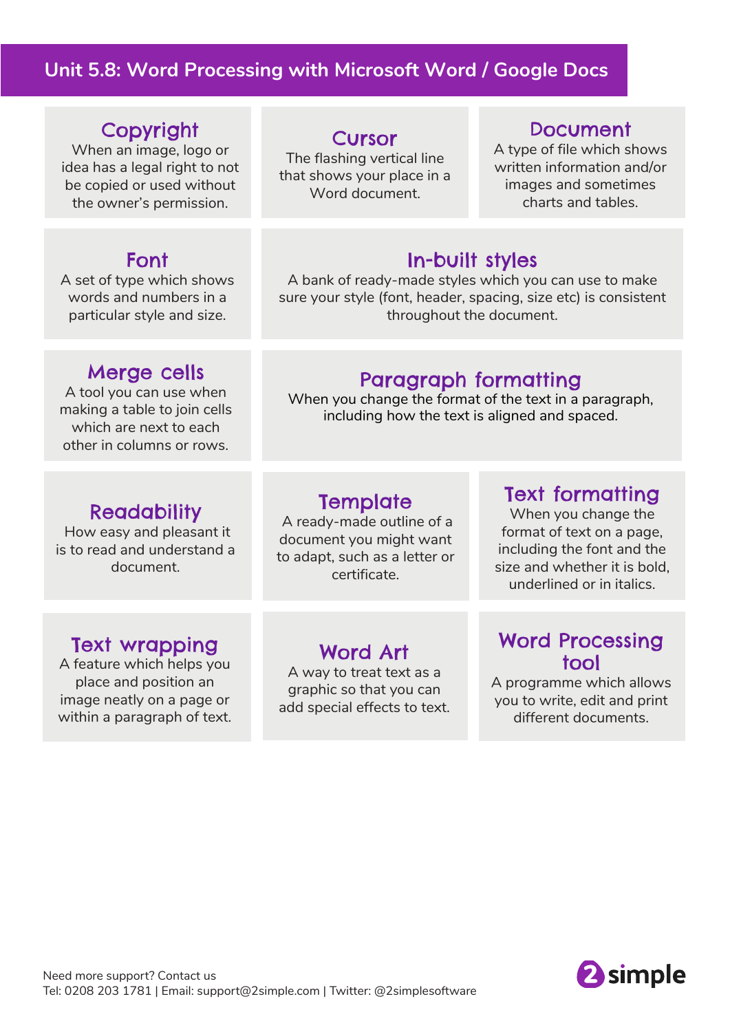# Unit 5.8: Word Processing with Microsoft Word / Google Docs

### Copyright
When an image, logo or idea has a legal right to not be copied or used without the owner's permission.

### Cursor
The flashing vertical line that shows your place in a Word document.

### Document
A type of file which shows written information and/or images and sometimes charts and tables.

### Font
A set of type which shows words and numbers in a particular style and size.

### In-built styles
A bank of ready-made styles which you can use to make sure your style (font, header, spacing, size etc) is consistent throughout the document.

### Merge cells
A tool you can use when making a table to join cells which are next to each other in columns or rows.

### Paragraph formatting
When you change the format of the text in a paragraph, including how the text is aligned and spaced.

### Readability
How easy and pleasant it is to read and understand a document.

### Template
A ready-made outline of a document you might want to adapt, such as a letter or certificate.

### Text formatting
When you change the format of text on a page, including the font and the size and whether it is bold, underlined or in italics.

### Text wrapping
A feature which helps you place and position an image neatly on a page or within a paragraph of text.

### Word Art
A way to treat text as a graphic so that you can add special effects to text.

### Word Processing tool
A programme which allows you to write, edit and print different documents.

Need more support? Contact us
Tel: 0208 203 1781 | Email: support@2simple.com | Twitter: @2simplesoftware

2simple